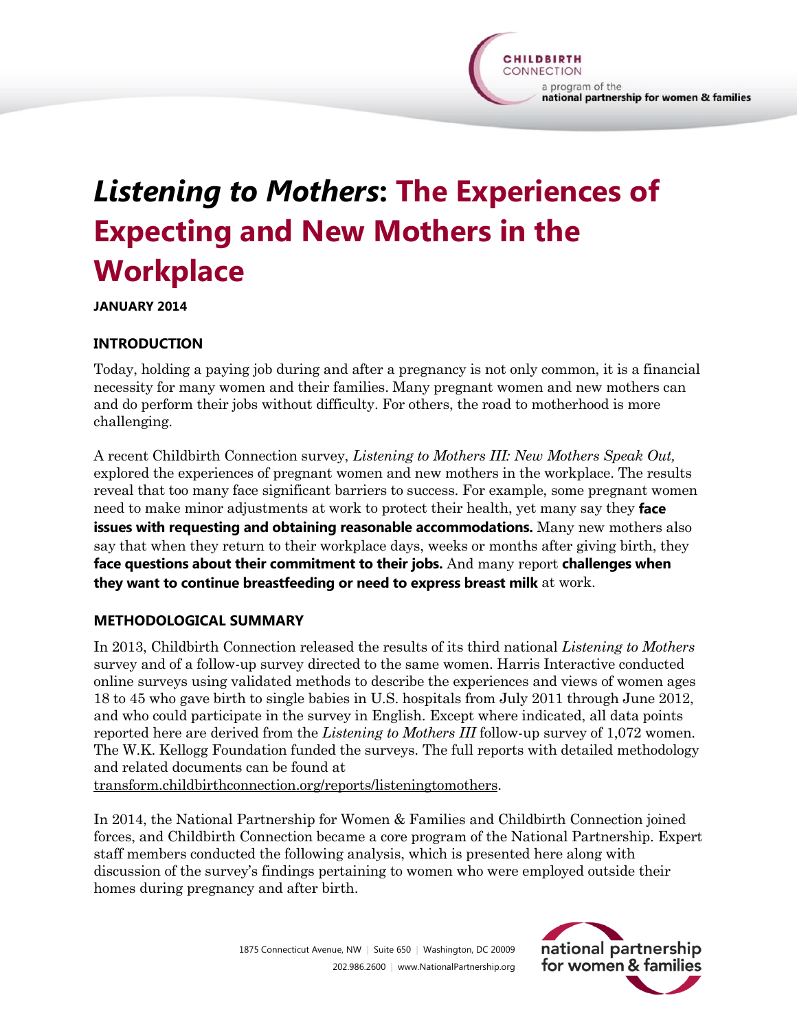# *Listening to Mothers*: The Experiences of Expecting and New Mothers in the Workplace

**JANUARY 2014**

## INTRODUCTION

Today, holding a paying job during and after a pregnancy is not only common, it is a financial necessity for many women and their families. Many pregnant women and new mothers can and do perform their jobs without difficulty. For others, the road to motherhood is more challenging.

A recent Childbirth Connection survey, *Listening to Mothers III: New Mothers Speak Out,* explored the experiences of pregnant women and new mothers in the workplace. The results reveal that too many face significant barriers to success. For example, some pregnant women need to make minor adjustments at work to protect their health, yet many say they **face issues with requesting and obtaining reasonable accommodations.** Many new mothers also say that when they return to their workplace days, weeks or months after giving birth, they **face questions about their commitment to their jobs.** And many report **challenges when they want to continue breastfeeding or need to express breast milk** at work.

## METHODOLOGICAL SUMMARY

In 2013, Childbirth Connection released the results of its third national *Listening to Mothers* survey and of a follow-up survey directed to the same women. Harris Interactive conducted online surveys using validated methods to describe the experiences and views of women ages 18 to 45 who gave birth to single babies in U.S. hospitals from July 2011 through June 2012, and who could participate in the survey in English. Except where indicated, all data points reported here are derived from the *Listening to Mothers III* follow-up survey of 1,072 women. The W.K. Kellogg Foundation funded the surveys. The full reports with detailed methodology and related documents can be found at transform.childbirthconnection.org/reports/listeningtomothers.

In 2014, the National Partnership for Women & Families and Childbirth Connection joined forces, and Childbirth Connection became a core program of the National Partnership. Expert staff members conducted the following analysis, which is presented here along with discussion of the survey's findings pertaining to women who were employed outside their homes during pregnancy and after birth.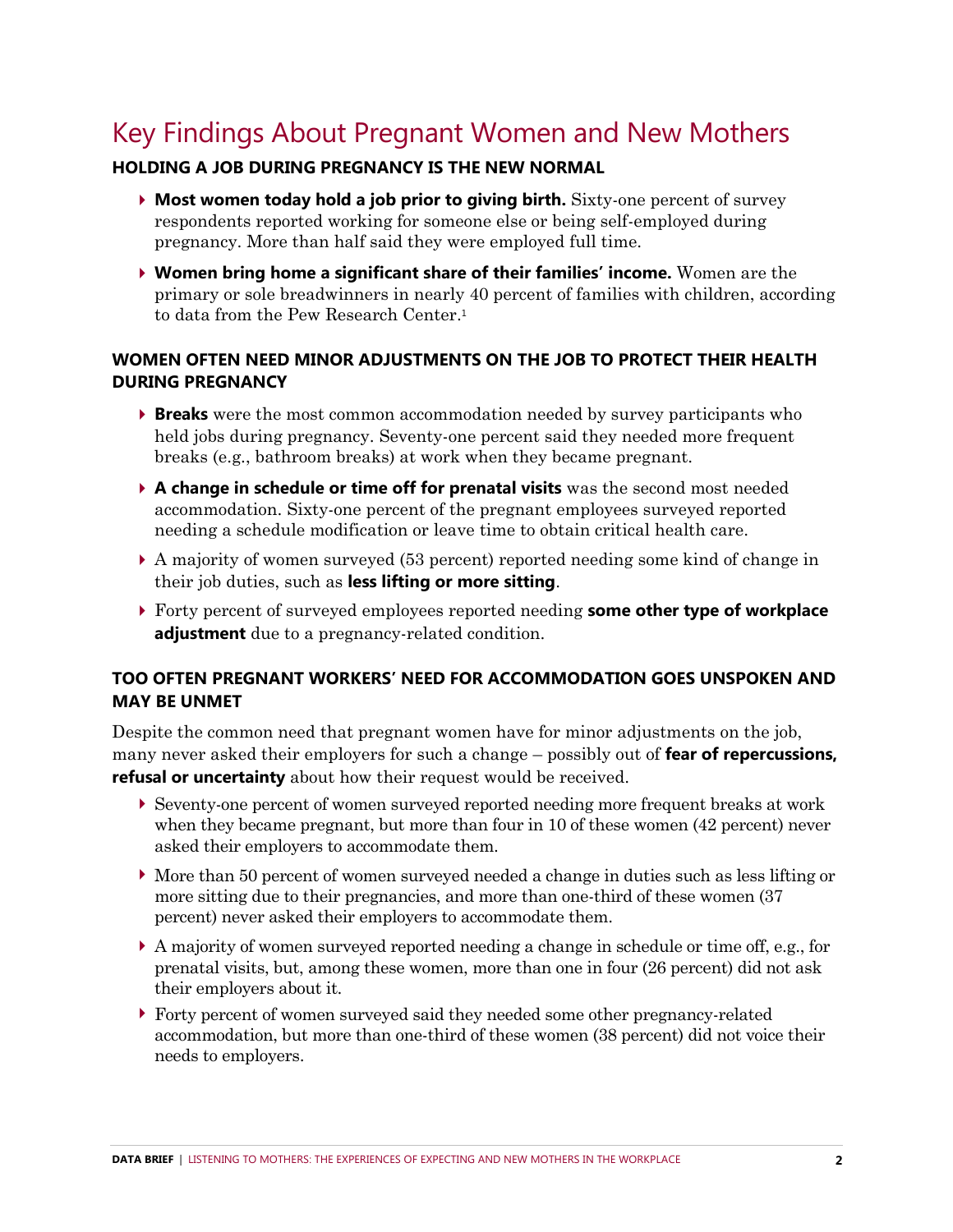# Key Findings About Pregnant Women and New Mothers

## HOLDING A JOB DURING PREGNANCY IS THE NEW NORMAL

- **Most women today hold a job prior to giving birth.** Sixty-one percent of survey respondents reported working for someone else or being self-employed during pregnancy. More than half said they were employed full time.
- **Women bring home a significant share of their families' income.** Women are the primary or sole breadwinners in nearly 40 percent of families with children, according to data from the Pew Research Center.[1]

## WOMEN OFTEN NEED MINOR ADJUSTMENTS ON THE JOB TO PROTECT THEIR HEALTH DURING PREGNANCY

- **Breaks** were the most common accommodation needed by survey participants who held jobs during pregnancy. Seventy-one percent said they needed more frequent breaks (e.g., bathroom breaks) at work when they became pregnant.
- **A change in schedule or time off for prenatal visits** was the second most needed accommodation. Sixty-one percent of the pregnant employees surveyed reported needing a schedule modification or leave time to obtain critical health care.
- A majority of women surveyed (53 percent) reported needing some kind of change in their job duties, such as **less lifting or more sitting**.
- Forty percent of surveyed employees reported needing **some other type of workplace adjustment** due to a pregnancy-related condition.

## TOO OFTEN PREGNANT WORKERS' NEED FOR ACCOMMODATION GOES UNSPOKEN AND MAY BE UNMET

Despite the common need that pregnant women have for minor adjustments on the job, many never asked their employers for such a change – possibly out of **fear of repercussions, refusal or uncertainty** about how their request would be received.

- Seventy-one percent of women surveyed reported needing more frequent breaks at work when they became pregnant, but more than four in 10 of these women (42 percent) never asked their employers to accommodate them.
- More than 50 percent of women surveyed needed a change in duties such as less lifting or more sitting due to their pregnancies, and more than one-third of these women (37 percent) never asked their employers to accommodate them.
- A majority of women surveyed reported needing a change in schedule or time off, e.g., for prenatal visits, but, among these women, more than one in four (26 percent) did not ask their employers about it.
- Forty percent of women surveyed said they needed some other pregnancy-related accommodation, but more than one-third of these women (38 percent) did not voice their needs to employers.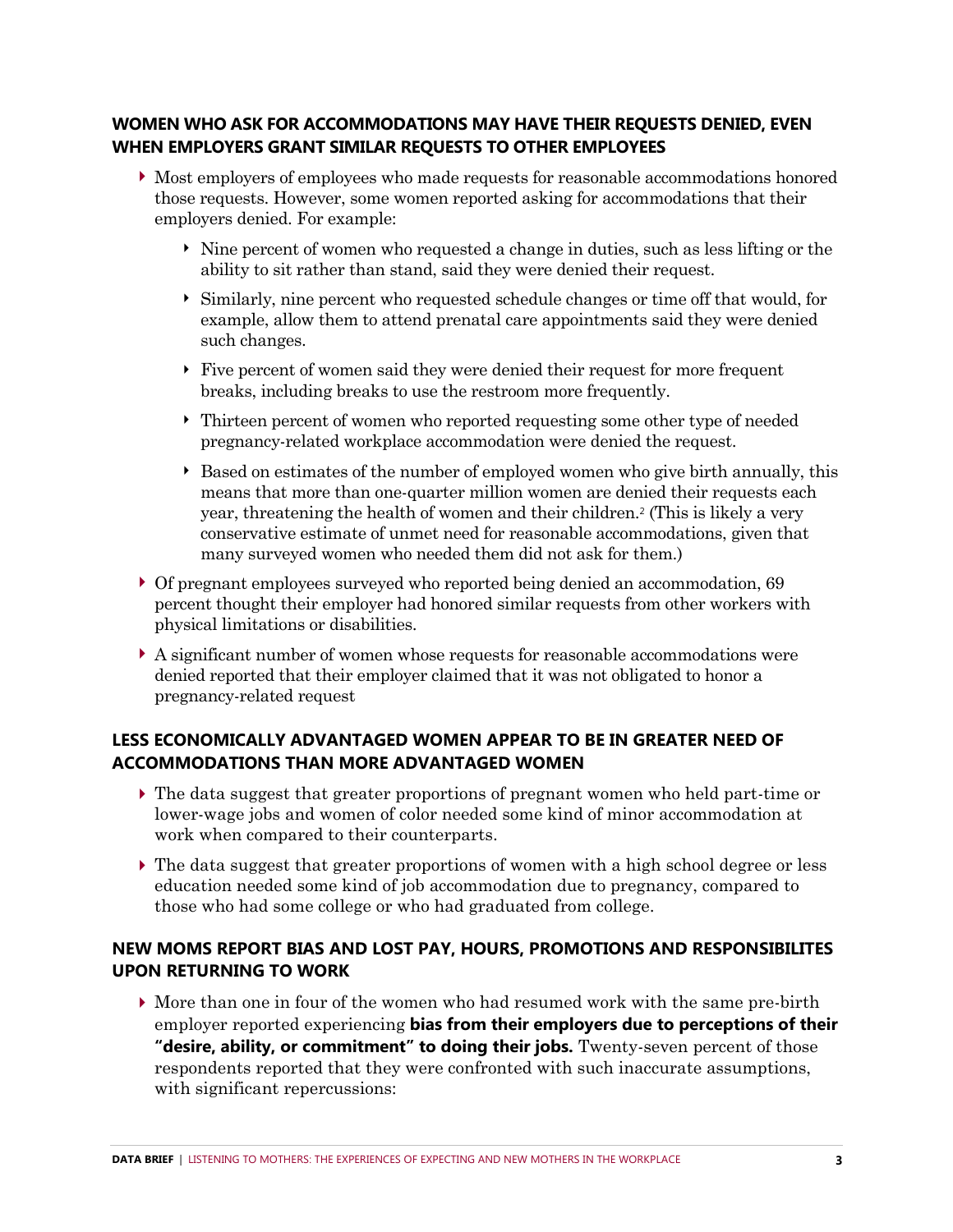## WOMEN WHO ASK FOR ACCOMMODATIONS MAY HAVE THEIR REQUESTS DENIED, EVEN WHEN EMPLOYERS GRANT SIMILAR REQUESTS TO OTHER EMPLOYEES

- Most employers of employees who made requests for reasonable accommodations honored those requests. However, some women reported asking for accommodations that their employers denied. For example:
  - Nine percent of women who requested a change in duties, such as less lifting or the ability to sit rather than stand, said they were denied their request.
  - Similarly, nine percent who requested schedule changes or time off that would, for example, allow them to attend prenatal care appointments said they were denied such changes.
  - Five percent of women said they were denied their request for more frequent breaks, including breaks to use the restroom more frequently.
  - Thirteen percent of women who reported requesting some other type of needed pregnancy-related workplace accommodation were denied the request.
  - Based on estimates of the number of employed women who give birth annually, this means that more than one-quarter million women are denied their requests each year, threatening the health of women and their children.[2] (This is likely a very conservative estimate of unmet need for reasonable accommodations, given that many surveyed women who needed them did not ask for them.)
- Of pregnant employees surveyed who reported being denied an accommodation, 69 percent thought their employer had honored similar requests from other workers with physical limitations or disabilities.
- A significant number of women whose requests for reasonable accommodations were denied reported that their employer claimed that it was not obligated to honor a pregnancy-related request

## LESS ECONOMICALLY ADVANTAGED WOMEN APPEAR TO BE IN GREATER NEED OF ACCOMMODATIONS THAN MORE ADVANTAGED WOMEN

- The data suggest that greater proportions of pregnant women who held part-time or lower-wage jobs and women of color needed some kind of minor accommodation at work when compared to their counterparts.
- The data suggest that greater proportions of women with a high school degree or less education needed some kind of job accommodation due to pregnancy, compared to those who had some college or who had graduated from college.

## NEW MOMS REPORT BIAS AND LOST PAY, HOURS, PROMOTIONS AND RESPONSIBILITES UPON RETURNING TO WORK

- More than one in four of the women who had resumed work with the same pre-birth employer reported experiencing **bias from their employers due to perceptions of their "desire, ability, or commitment" to doing their jobs.** Twenty-seven percent of those respondents reported that they were confronted with such inaccurate assumptions, with significant repercussions: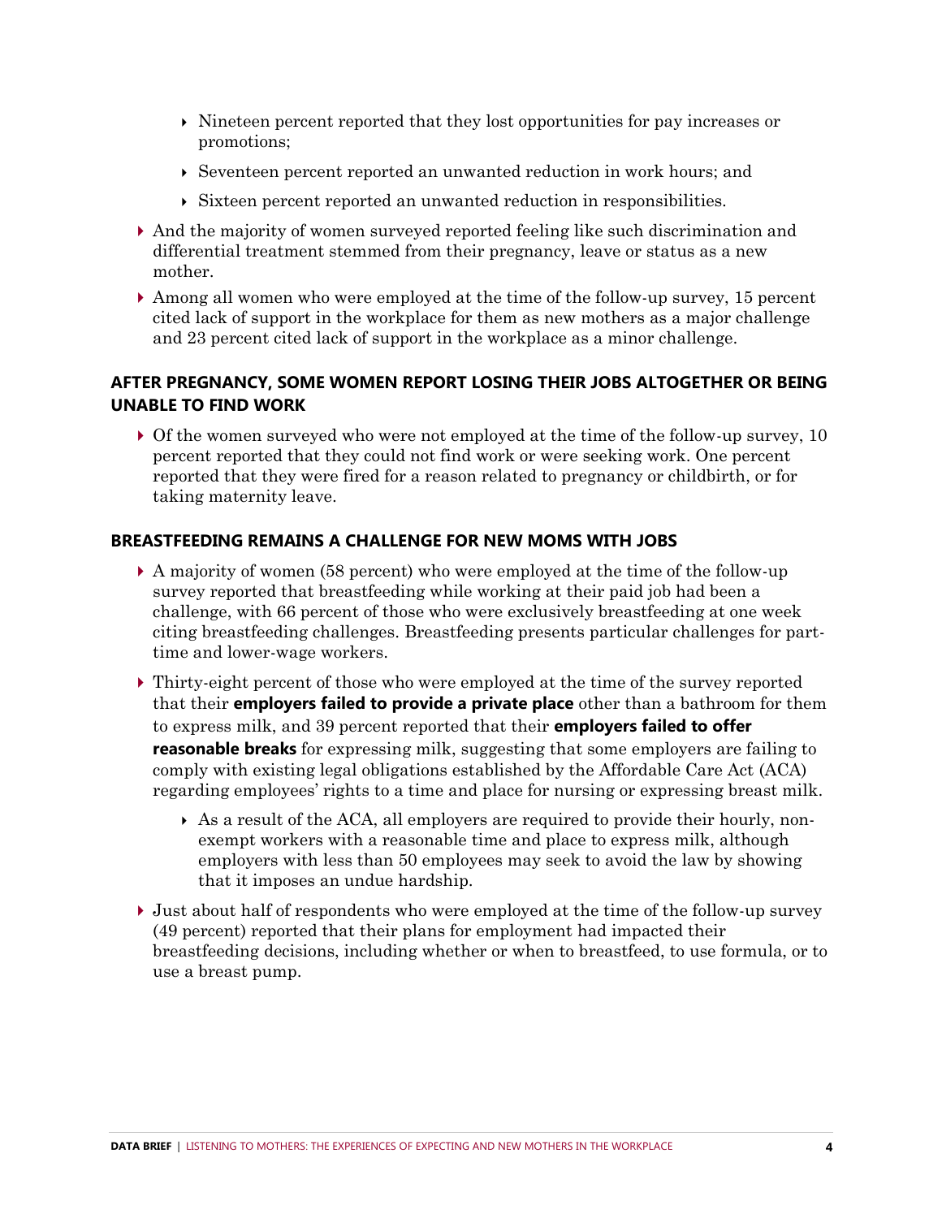- Nineteen percent reported that they lost opportunities for pay increases or promotions;
- Seventeen percent reported an unwanted reduction in work hours; and
- Sixteen percent reported an unwanted reduction in responsibilities.

- And the majority of women surveyed reported feeling like such discrimination and differential treatment stemmed from their pregnancy, leave or status as a new mother.
- Among all women who were employed at the time of the follow-up survey, 15 percent cited lack of support in the workplace for them as new mothers as a major challenge and 23 percent cited lack of support in the workplace as a minor challenge.

### AFTER PREGNANCY, SOME WOMEN REPORT LOSING THEIR JOBS ALTOGETHER OR BEING UNABLE TO FIND WORK

- Of the women surveyed who were not employed at the time of the follow-up survey, 10 percent reported that they could not find work or were seeking work. One percent reported that they were fired for a reason related to pregnancy or childbirth, or for taking maternity leave.

### BREASTFEEDING REMAINS A CHALLENGE FOR NEW MOMS WITH JOBS

- A majority of women (58 percent) who were employed at the time of the follow-up survey reported that breastfeeding while working at their paid job had been a challenge, with 66 percent of those who were exclusively breastfeeding at one week citing breastfeeding challenges. Breastfeeding presents particular challenges for part-time and lower-wage workers.
- Thirty-eight percent of those who were employed at the time of the survey reported that their **employers failed to provide a private place** other than a bathroom for them to express milk, and 39 percent reported that their **employers failed to offer reasonable breaks** for expressing milk, suggesting that some employers are failing to comply with existing legal obligations established by the Affordable Care Act (ACA) regarding employees' rights to a time and place for nursing or expressing breast milk.
  - As a result of the ACA, all employers are required to provide their hourly, non-exempt workers with a reasonable time and place to express milk, although employers with less than 50 employees may seek to avoid the law by showing that it imposes an undue hardship.
- Just about half of respondents who were employed at the time of the follow-up survey (49 percent) reported that their plans for employment had impacted their breastfeeding decisions, including whether or when to breastfeed, to use formula, or to use a breast pump.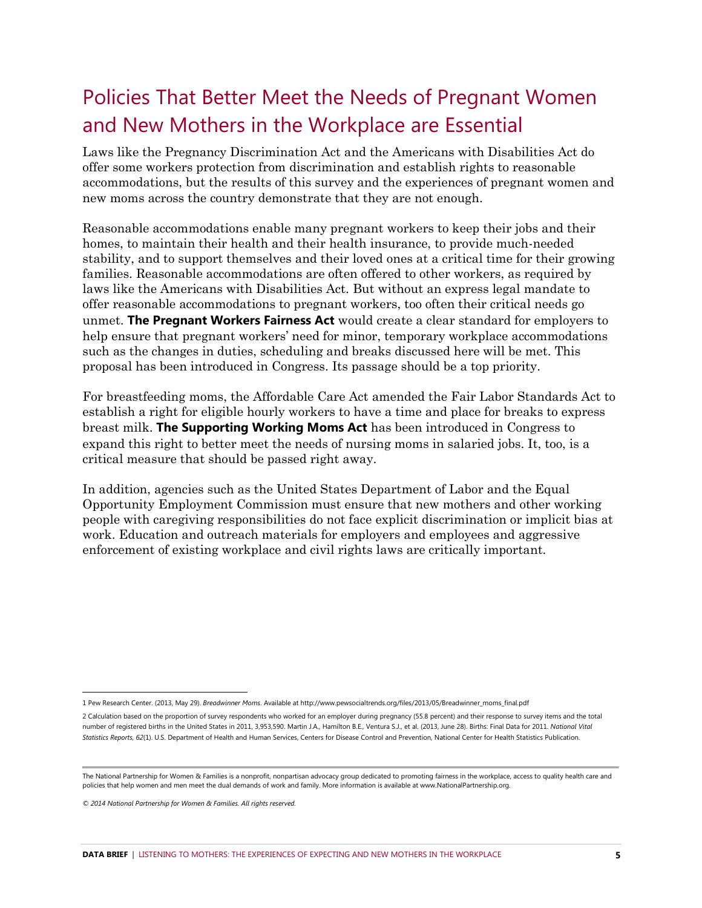## Policies That Better Meet the Needs of Pregnant Women and New Mothers in the Workplace are Essential

Laws like the Pregnancy Discrimination Act and the Americans with Disabilities Act do offer some workers protection from discrimination and establish rights to reasonable accommodations, but the results of this survey and the experiences of pregnant women and new moms across the country demonstrate that they are not enough.

Reasonable accommodations enable many pregnant workers to keep their jobs and their homes, to maintain their health and their health insurance, to provide much-needed stability, and to support themselves and their loved ones at a critical time for their growing families. Reasonable accommodations are often offered to other workers, as required by laws like the Americans with Disabilities Act. But without an express legal mandate to offer reasonable accommodations to pregnant workers, too often their critical needs go unmet. **The Pregnant Workers Fairness Act** would create a clear standard for employers to help ensure that pregnant workers' need for minor, temporary workplace accommodations such as the changes in duties, scheduling and breaks discussed here will be met. This proposal has been introduced in Congress. Its passage should be a top priority.

For breastfeeding moms, the Affordable Care Act amended the Fair Labor Standards Act to establish a right for eligible hourly workers to have a time and place for breaks to express breast milk. **The Supporting Working Moms Act** has been introduced in Congress to expand this right to better meet the needs of nursing moms in salaried jobs. It, too, is a critical measure that should be passed right away.

In addition, agencies such as the United States Department of Labor and the Equal Opportunity Employment Commission must ensure that new mothers and other working people with caregiving responsibilities do not face explicit discrimination or implicit bias at work. Education and outreach materials for employers and employees and aggressive enforcement of existing workplace and civil rights laws are critically important.

---

1 Pew Research Center. (2013, May 29). *Breadwinner Moms*. Available at http://www.pewsocialtrends.org/files/2013/05/Breadwinner_moms_final.pdf

2 Calculation based on the proportion of survey respondents who worked for an employer during pregnancy (55.8 percent) and their response to survey items and the total number of registered births in the United States in 2011, 3,953,590. Martin J.A., Hamilton B.E., Ventura S.J., et al. (2013, June 28). Births: Final Data for 2011. *National Vital Statistics Reports, 62*(1). U.S. Department of Health and Human Services, Centers for Disease Control and Prevention, National Center for Health Statistics Publication.

The National Partnership for Women & Families is a nonprofit, nonpartisan advocacy group dedicated to promoting fairness in the workplace, access to quality health care and policies that help women and men meet the dual demands of work and family. More information is available at www.NationalPartnership.org.

*© 2014 National Partnership for Women & Families. All rights reserved.*